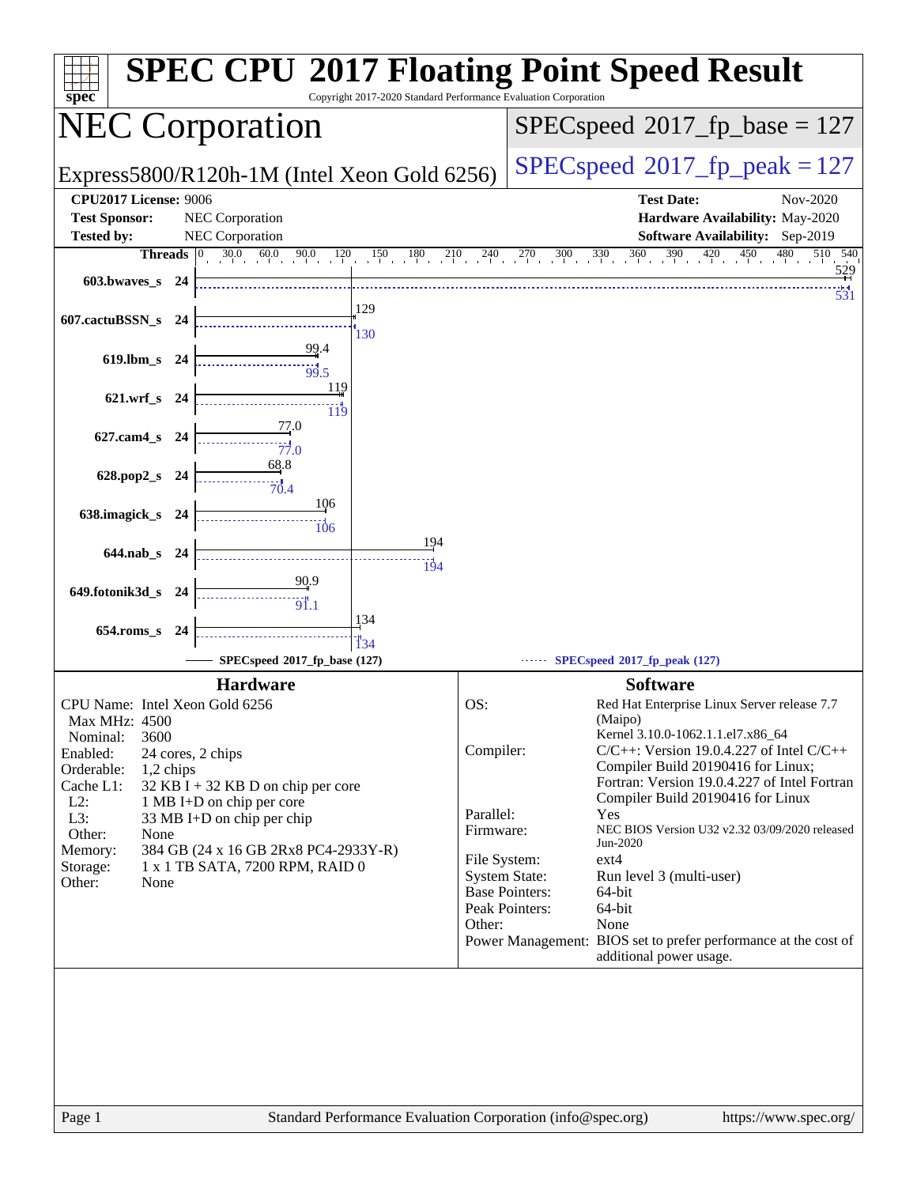# SPEC CPU 2017 Floating Point Speed Result

Copyright 2017-2020 Standard Performance Evaluation Corporation

## NEC Corporation

Express5800/R120h-1M (Intel Xeon Gold 6256)

SPECspeed 2017_fp_base = 127

SPECspeed 2017_fp_peak = 127

| | | | |
|---|---|---|---|
| **CPU2017 License:** | 9006 | **Test Date:** | Nov-2020 |
| **Test Sponsor:** | NEC Corporation | **Hardware Availability:** | May-2020 |
| **Tested by:** | NEC Corporation | **Software Availability:** | Sep-2019 |

| Benchmark | Threads | Base | Peak |
|---|---|---|---|
| 603.bwaves_s | 24 | 529 | 531 |
| 607.cactuBSSN_s | 24 | 129 | 130 |
| 619.lbm_s | 24 | 99.4 | 99.5 |
| 621.wrf_s | 24 | 119 | 119 |
| 627.cam4_s | 24 | 77.0 | 77.0 |
| 628.pop2_s | 24 | 68.8 | 70.4 |
| 638.imagick_s | 24 | 106 | 106 |
| 644.nab_s | 24 | 194 | 194 |
| 649.fotonik3d_s | 24 | 90.9 | 91.1 |
| 654.roms_s | 24 | 134 | 134 |

SPECspeed 2017_fp_base (127) — SPECspeed 2017_fp_peak (127)

### Hardware

| | |
|---|---|
| CPU Name: | Intel Xeon Gold 6256 |
| Max MHz: | 4500 |
| Nominal: | 3600 |
| Enabled: | 24 cores, 2 chips |
| Orderable: | 1,2 chips |
| Cache L1: | 32 KB I + 32 KB D on chip per core |
| L2: | 1 MB I+D on chip per core |
| L3: | 33 MB I+D on chip per chip |
| Other: | None |
| Memory: | 384 GB (24 x 16 GB 2Rx8 PC4-2933Y-R) |
| Storage: | 1 x 1 TB SATA, 7200 RPM, RAID 0 |
| Other: | None |

### Software

| | |
|---|---|
| OS: | Red Hat Enterprise Linux Server release 7.7 (Maipo) Kernel 3.10.0-1062.1.1.el7.x86_64 |
| Compiler: | C/C++: Version 19.0.4.227 of Intel C/C++ Compiler Build 20190416 for Linux; Fortran: Version 19.0.4.227 of Intel Fortran Compiler Build 20190416 for Linux |
| Parallel: | Yes |
| Firmware: | NEC BIOS Version U32 v2.32 03/09/2020 released Jun-2020 |
| File System: | ext4 |
| System State: | Run level 3 (multi-user) |
| Base Pointers: | 64-bit |
| Peak Pointers: | 64-bit |
| Other: | None |
| Power Management: | BIOS set to prefer performance at the cost of additional power usage. |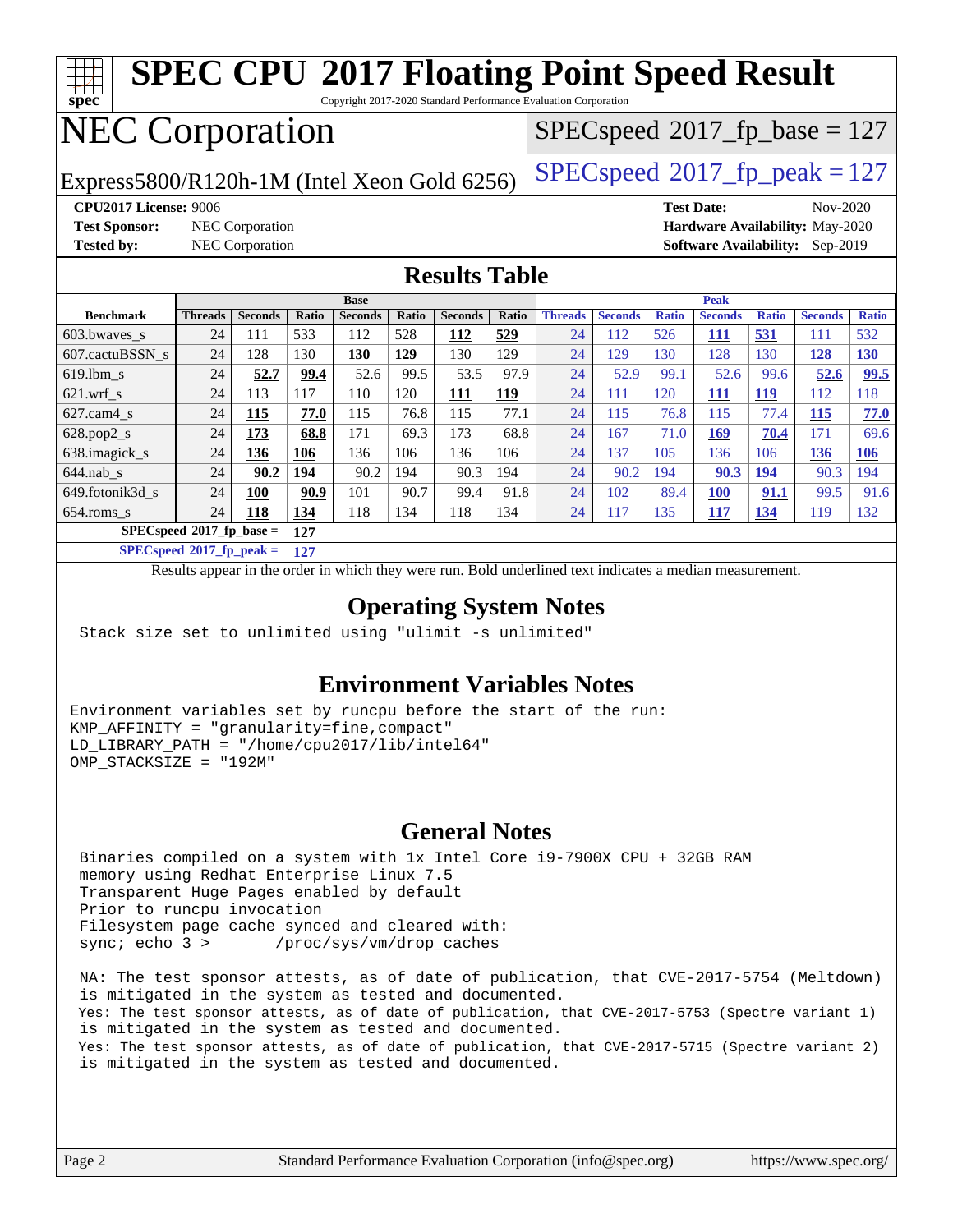# SPEC CPU 2017 Floating Point Speed Result

Copyright 2017-2020 Standard Performance Evaluation Corporation

# NEC Corporation

Express5800/R120h-1M (Intel Xeon Gold 6256)

SPECspeed 2017_fp_base = 127

SPECspeed 2017_fp_peak = 127

**CPU2017 License:** 9006
**Test Sponsor:** NEC Corporation
**Tested by:** NEC Corporation

**Test Date:** Nov-2020
**Hardware Availability:** May-2020
**Software Availability:** Sep-2019

## Results Table

| | Base | | | | | | | Peak | | | | | | |
|---|---|---|---|---|---|---|---|---|---|---|---|---|---|---|
| **Benchmark** | **Threads** | **Seconds** | **Ratio** | **Seconds** | **Ratio** | **Seconds** | **Ratio** | **Threads** | **Seconds** | **Ratio** | **Seconds** | **Ratio** | **Seconds** | **Ratio** |
| 603.bwaves_s | 24 | 111 | 533 | 112 | 528 | **112** | **529** | 24 | 112 | 526 | **111** | **531** | 111 | 532 |
| 607.cactuBSSN_s | 24 | 128 | 130 | **130** | **129** | 130 | 129 | 24 | 129 | 130 | 128 | 130 | **128** | **130** |
| 619.lbm_s | 24 | **52.7** | **99.4** | 52.6 | 99.5 | 53.5 | 97.9 | 24 | 52.9 | 99.1 | 52.6 | 99.6 | **52.6** | **99.5** |
| 621.wrf_s | 24 | 113 | 117 | 110 | 120 | **111** | **119** | 24 | 111 | 120 | **111** | **119** | 112 | 118 |
| 627.cam4_s | 24 | **115** | **77.0** | 115 | 76.8 | 115 | 77.1 | 24 | 115 | 76.8 | 115 | 77.4 | **115** | **77.0** |
| 628.pop2_s | 24 | **173** | **68.8** | 171 | 69.3 | 173 | 68.8 | 24 | 167 | 71.0 | **169** | **70.4** | 171 | 69.6 |
| 638.imagick_s | 24 | **136** | **106** | 136 | 106 | 136 | 106 | 24 | 137 | 105 | 136 | 106 | **136** | **106** |
| 644.nab_s | 24 | **90.2** | **194** | 90.2 | 194 | 90.3 | 194 | 24 | 90.2 | 194 | **90.3** | **194** | 90.3 | 194 |
| 649.fotonik3d_s | 24 | **100** | **90.9** | 101 | 90.7 | 99.4 | 91.8 | 24 | 102 | 89.4 | **100** | **91.1** | 99.5 | 91.6 |
| 654.roms_s | 24 | **118** | **134** | 118 | 134 | 118 | 134 | 24 | 117 | 135 | **117** | **134** | 119 | 132 |

**SPECspeed 2017_fp_base = 127**

**SPECspeed 2017_fp_peak = 127**

Results appear in the order in which they were run. Bold underlined text indicates a median measurement.

## Operating System Notes

```
Stack size set to unlimited using "ulimit -s unlimited"
```

## Environment Variables Notes

```
Environment variables set by runcpu before the start of the run:
KMP_AFFINITY = "granularity=fine,compact"
LD_LIBRARY_PATH = "/home/cpu2017/lib/intel64"
OMP_STACKSIZE = "192M"
```

## General Notes

```
Binaries compiled on a system with 1x Intel Core i9-7900X CPU + 32GB RAM
memory using Redhat Enterprise Linux 7.5
Transparent Huge Pages enabled by default
Prior to runcpu invocation
Filesystem page cache synced and cleared with:
sync; echo 3 >       /proc/sys/vm/drop_caches

NA: The test sponsor attests, as of date of publication, that CVE-2017-5754 (Meltdown)
is mitigated in the system as tested and documented.
Yes: The test sponsor attests, as of date of publication, that CVE-2017-5753 (Spectre variant 1)
is mitigated in the system as tested and documented.
Yes: The test sponsor attests, as of date of publication, that CVE-2017-5715 (Spectre variant 2)
is mitigated in the system as tested and documented.
```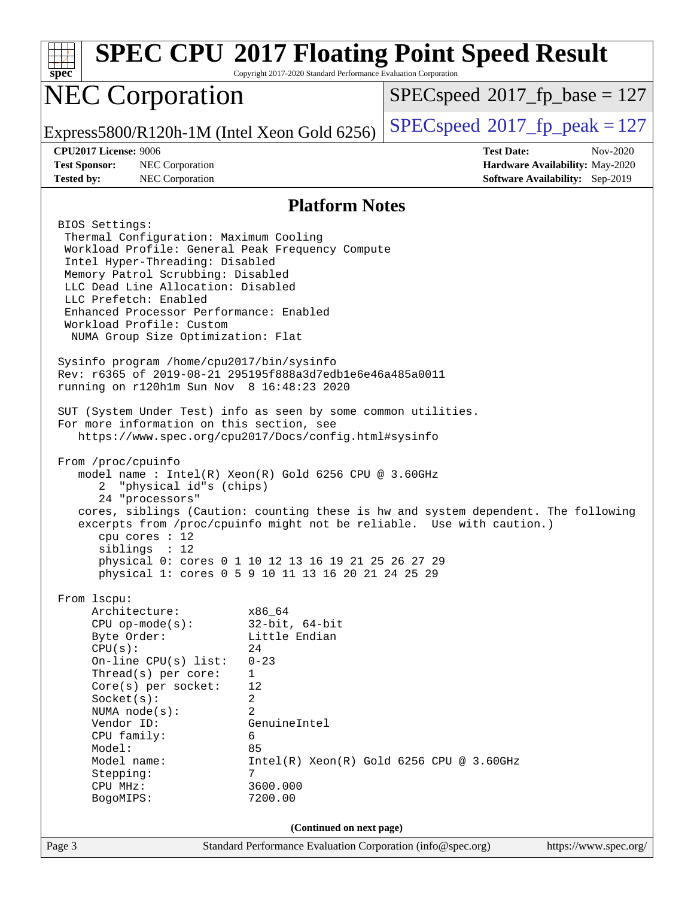# SPEC CPU 2017 Floating Point Speed Result

Copyright 2017-2020 Standard Performance Evaluation Corporation

## NEC Corporation

Express5800/R120h-1M (Intel Xeon Gold 6256)

SPECspeed 2017_fp_base = 127

SPECspeed 2017_fp_peak = 127

**CPU2017 License:** 9006
**Test Sponsor:** NEC Corporation
**Tested by:** NEC Corporation

**Test Date:** Nov-2020
**Hardware Availability:** May-2020
**Software Availability:** Sep-2019

### Platform Notes

```
BIOS Settings:
 Thermal Configuration: Maximum Cooling
 Workload Profile: General Peak Frequency Compute
 Intel Hyper-Threading: Disabled
 Memory Patrol Scrubbing: Disabled
 LLC Dead Line Allocation: Disabled
 LLC Prefetch: Enabled
 Enhanced Processor Performance: Enabled
 Workload Profile: Custom
  NUMA Group Size Optimization: Flat

Sysinfo program /home/cpu2017/bin/sysinfo
Rev: r6365 of 2019-08-21 295195f888a3d7edb1e6e46a485a0011
running on r120h1m Sun Nov  8 16:48:23 2020

SUT (System Under Test) info as seen by some common utilities.
For more information on this section, see
   https://www.spec.org/cpu2017/Docs/config.html#sysinfo

From /proc/cpuinfo
   model name : Intel(R) Xeon(R) Gold 6256 CPU @ 3.60GHz
      2  "physical id"s (chips)
      24 "processors"
   cores, siblings (Caution: counting these is hw and system dependent. The following
   excerpts from /proc/cpuinfo might not be reliable.  Use with caution.)
      cpu cores : 12
      siblings  : 12
      physical 0: cores 0 1 10 12 13 16 19 21 25 26 27 29
      physical 1: cores 0 5 9 10 11 13 16 20 21 24 25 29

From lscpu:
     Architecture:          x86_64
     CPU op-mode(s):        32-bit, 64-bit
     Byte Order:            Little Endian
     CPU(s):                24
     On-line CPU(s) list:   0-23
     Thread(s) per core:    1
     Core(s) per socket:    12
     Socket(s):             2
     NUMA node(s):          2
     Vendor ID:             GenuineIntel
     CPU family:            6
     Model:                 85
     Model name:            Intel(R) Xeon(R) Gold 6256 CPU @ 3.60GHz
     Stepping:              7
     CPU MHz:               3600.000
     BogoMIPS:              7200.00
```

(Continued on next page)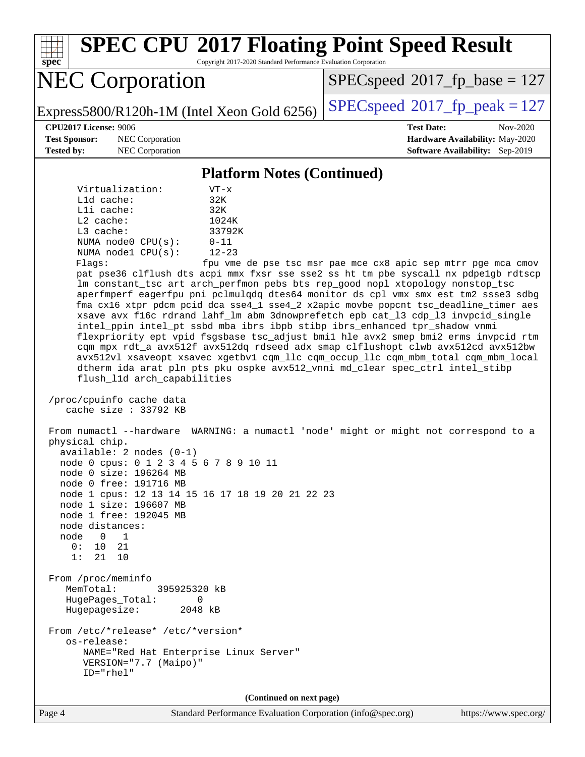# SPEC CPU 2017 Floating Point Speed Result

Copyright 2017-2020 Standard Performance Evaluation Corporation

## NEC Corporation

Express5800/R120h-1M (Intel Xeon Gold 6256)

SPECspeed 2017_fp_base = 127

SPECspeed 2017_fp_peak = 127

**CPU2017 License:** 9006
**Test Sponsor:** NEC Corporation
**Tested by:** NEC Corporation

**Test Date:** Nov-2020
**Hardware Availability:** May-2020
**Software Availability:** Sep-2019

### Platform Notes (Continued)

```
      Virtualization:        VT-x
      L1d cache:             32K
      L1i cache:             32K
      L2 cache:              1024K
      L3 cache:              33792K
      NUMA node0 CPU(s):     0-11
      NUMA node1 CPU(s):     12-23
      Flags:                fpu vme de pse tsc msr pae mce cx8 apic sep mtrr pge mca cmov
      pat pse36 clflush dts acpi mmx fxsr sse sse2 ss ht tm pbe syscall nx pdpe1gb rdtscp
      lm constant_tsc art arch_perfmon pebs bts rep_good nopl xtopology nonstop_tsc
      aperfmperf eagerfpu pni pclmulqdq dtes64 monitor ds_cpl vmx smx est tm2 ssse3 sdbg
      fma cx16 xtpr pdcm pcid dca sse4_1 sse4_2 x2apic movbe popcnt tsc_deadline_timer aes
      xsave avx f16c rdrand lahf_lm abm 3dnowprefetch epb cat_l3 cdp_l3 invpcid_single
      intel_ppin intel_pt ssbd mba ibrs ibpb stibp ibrs_enhanced tpr_shadow vnmi
      flexpriority ept vpid fsgsbase tsc_adjust bmi1 hle avx2 smep bmi2 erms invpcid rtm
      cqm mpx rdt_a avx512f avx512dq rdseed adx smap clflushopt clwb avx512cd avx512bw
      avx512vl xsaveopt xsavec xgetbv1 cqm_llc cqm_occup_llc cqm_mbm_total cqm_mbm_local
      dtherm ida arat pln pts pku ospke avx512_vnni md_clear spec_ctrl intel_stibp
      flush_l1d arch_capabilities

 /proc/cpuinfo cache data
    cache size : 33792 KB

 From numactl --hardware  WARNING: a numactl 'node' might or might not correspond to a
 physical chip.
   available: 2 nodes (0-1)
   node 0 cpus: 0 1 2 3 4 5 6 7 8 9 10 11
   node 0 size: 196264 MB
   node 0 free: 191716 MB
   node 1 cpus: 12 13 14 15 16 17 18 19 20 21 22 23
   node 1 size: 196607 MB
   node 1 free: 192045 MB
   node distances:
   node   0   1
     0:  10  21
     1:  21  10

 From /proc/meminfo
    MemTotal:       395925320 kB
    HugePages_Total:       0
    Hugepagesize:       2048 kB

 From /etc/*release* /etc/*version*
    os-release:
       NAME="Red Hat Enterprise Linux Server"
       VERSION="7.7 (Maipo)"
       ID="rhel"
```

(Continued on next page)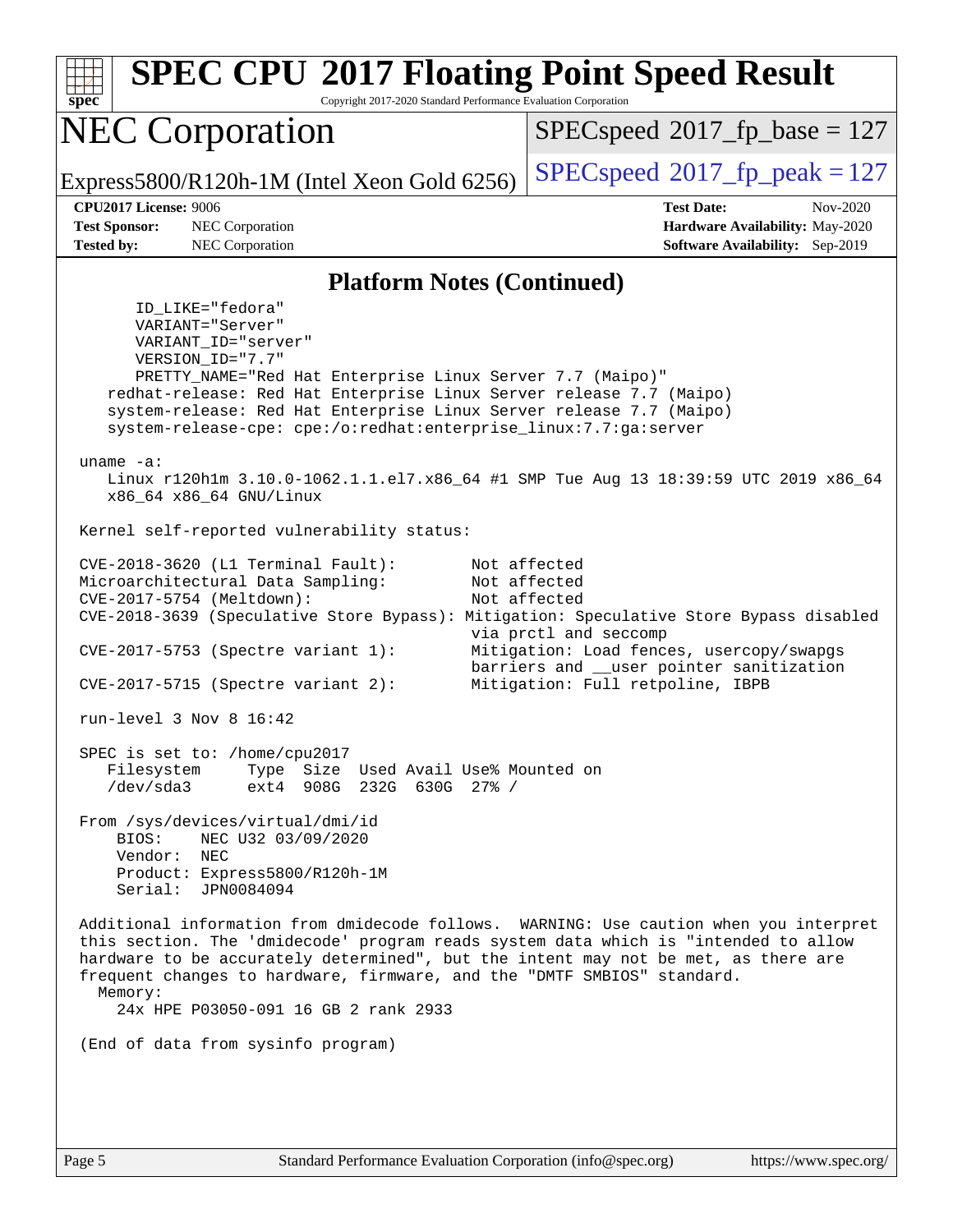## Platform Notes (Continued)

```
      ID_LIKE="fedora"
      VARIANT="Server"
      VARIANT_ID="server"
      VERSION_ID="7.7"
      PRETTY_NAME="Red Hat Enterprise Linux Server 7.7 (Maipo)"
    redhat-release: Red Hat Enterprise Linux Server release 7.7 (Maipo)
    system-release: Red Hat Enterprise Linux Server release 7.7 (Maipo)
    system-release-cpe: cpe:/o:redhat:enterprise_linux:7.7:ga:server

 uname -a:
    Linux r120h1m 3.10.0-1062.1.1.el7.x86_64 #1 SMP Tue Aug 13 18:39:59 UTC 2019 x86_64
    x86_64 x86_64 GNU/Linux

 Kernel self-reported vulnerability status:

 CVE-2018-3620 (L1 Terminal Fault):        Not affected
 Microarchitectural Data Sampling:         Not affected
 CVE-2017-5754 (Meltdown):                 Not affected
 CVE-2018-3639 (Speculative Store Bypass): Mitigation: Speculative Store Bypass disabled
                                           via prctl and seccomp
 CVE-2017-5753 (Spectre variant 1):        Mitigation: Load fences, usercopy/swapgs
                                           barriers and __user pointer sanitization
 CVE-2017-5715 (Spectre variant 2):        Mitigation: Full retpoline, IBPB

 run-level 3 Nov 8 16:42

 SPEC is set to: /home/cpu2017
    Filesystem     Type  Size  Used Avail Use% Mounted on
    /dev/sda3      ext4  908G  232G  630G  27% /

 From /sys/devices/virtual/dmi/id
     BIOS:    NEC U32 03/09/2020
     Vendor:  NEC
     Product: Express5800/R120h-1M
     Serial:  JPN0084094

 Additional information from dmidecode follows.  WARNING: Use caution when you interpret
 this section. The 'dmidecode' program reads system data which is "intended to allow
 hardware to be accurately determined", but the intent may not be met, as there are
 frequent changes to hardware, firmware, and the "DMTF SMBIOS" standard.
   Memory:
     24x HPE P03050-091 16 GB 2 rank 2933

 (End of data from sysinfo program)
```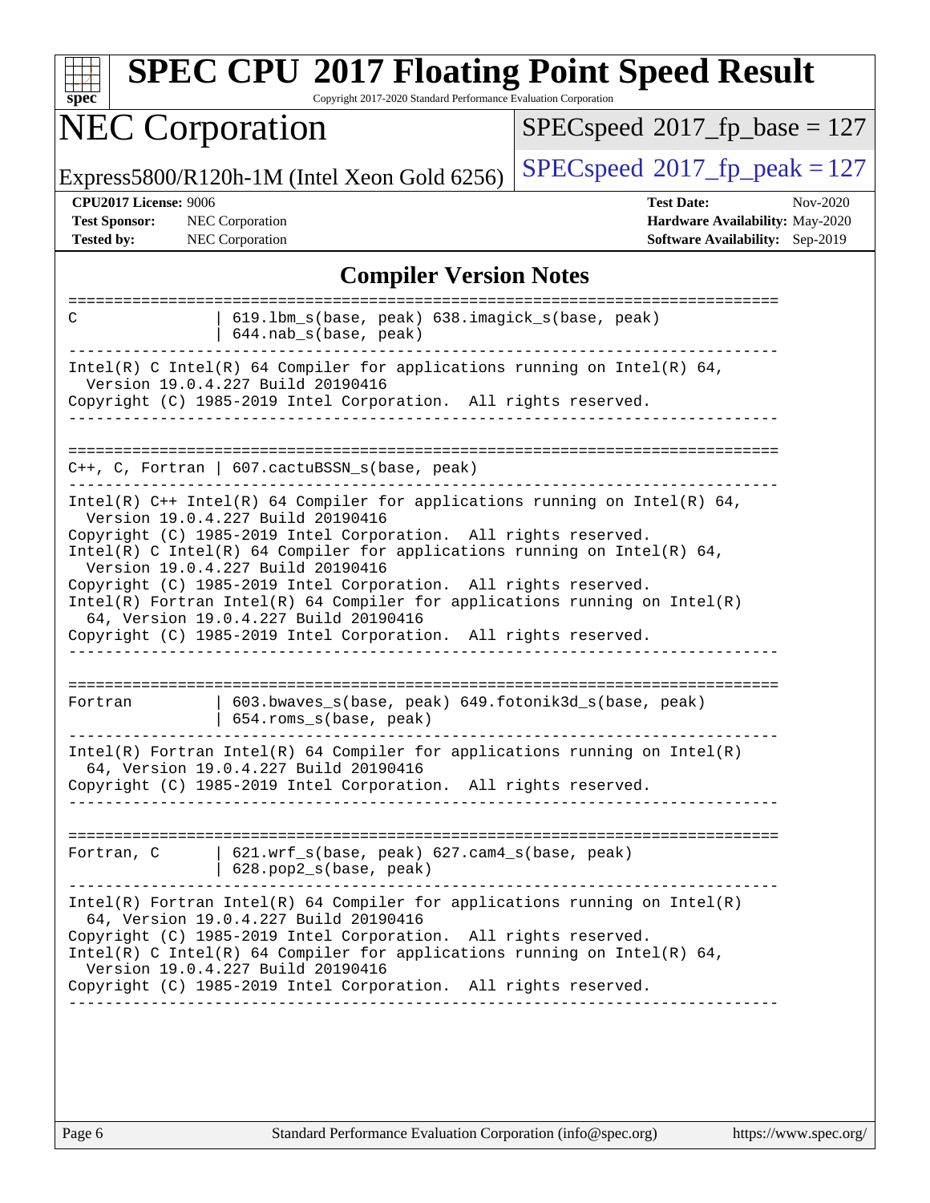# SPEC CPU 2017 Floating Point Speed Result

Copyright 2017-2020 Standard Performance Evaluation Corporation

## NEC Corporation

Express5800/R120h-1M (Intel Xeon Gold 6256)

SPECspeed 2017_fp_base = 127

SPECspeed 2017_fp_peak = 127

**CPU2017 License:** 9006
**Test Sponsor:** NEC Corporation
**Tested by:** NEC Corporation

**Test Date:** Nov-2020
**Hardware Availability:** May-2020
**Software Availability:** Sep-2019

## Compiler Version Notes

```
==============================================================================
C               | 619.lbm_s(base, peak) 638.imagick_s(base, peak)
                | 644.nab_s(base, peak)
------------------------------------------------------------------------------
Intel(R) C Intel(R) 64 Compiler for applications running on Intel(R) 64,
  Version 19.0.4.227 Build 20190416
Copyright (C) 1985-2019 Intel Corporation.  All rights reserved.
------------------------------------------------------------------------------

==============================================================================
C++, C, Fortran | 607.cactuBSSN_s(base, peak)
------------------------------------------------------------------------------
Intel(R) C++ Intel(R) 64 Compiler for applications running on Intel(R) 64,
  Version 19.0.4.227 Build 20190416
Copyright (C) 1985-2019 Intel Corporation.  All rights reserved.
Intel(R) C Intel(R) 64 Compiler for applications running on Intel(R) 64,
  Version 19.0.4.227 Build 20190416
Copyright (C) 1985-2019 Intel Corporation.  All rights reserved.
Intel(R) Fortran Intel(R) 64 Compiler for applications running on Intel(R)
  64, Version 19.0.4.227 Build 20190416
Copyright (C) 1985-2019 Intel Corporation.  All rights reserved.
------------------------------------------------------------------------------

==============================================================================
Fortran         | 603.bwaves_s(base, peak) 649.fotonik3d_s(base, peak)
                | 654.roms_s(base, peak)
------------------------------------------------------------------------------
Intel(R) Fortran Intel(R) 64 Compiler for applications running on Intel(R)
  64, Version 19.0.4.227 Build 20190416
Copyright (C) 1985-2019 Intel Corporation.  All rights reserved.
------------------------------------------------------------------------------

==============================================================================
Fortran, C      | 621.wrf_s(base, peak) 627.cam4_s(base, peak)
                | 628.pop2_s(base, peak)
------------------------------------------------------------------------------
Intel(R) Fortran Intel(R) 64 Compiler for applications running on Intel(R)
  64, Version 19.0.4.227 Build 20190416
Copyright (C) 1985-2019 Intel Corporation.  All rights reserved.
Intel(R) C Intel(R) 64 Compiler for applications running on Intel(R) 64,
  Version 19.0.4.227 Build 20190416
Copyright (C) 1985-2019 Intel Corporation.  All rights reserved.
------------------------------------------------------------------------------
```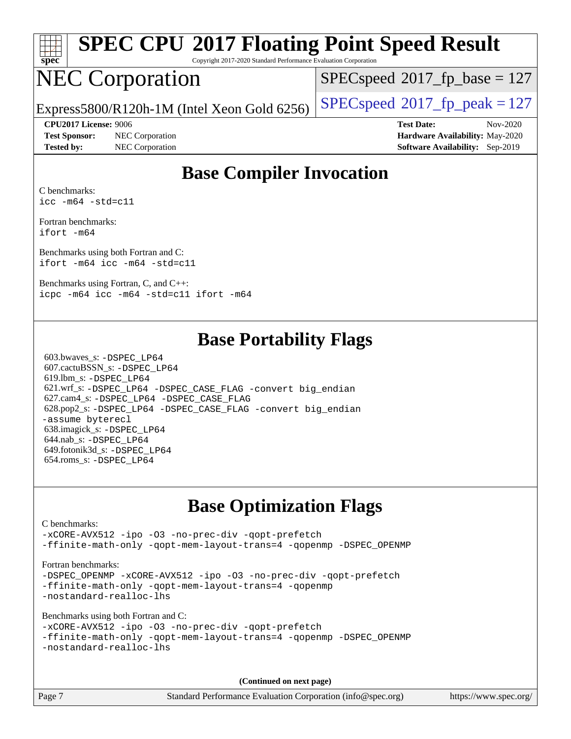# SPEC CPU 2017 Floating Point Speed Result

Copyright 2017-2020 Standard Performance Evaluation Corporation

# NEC Corporation

Express5800/R120h-1M (Intel Xeon Gold 6256)

SPECspeed 2017_fp_base = 127

SPECspeed 2017_fp_peak = 127

**CPU2017 License:** 9006
**Test Sponsor:** NEC Corporation
**Tested by:** NEC Corporation

**Test Date:** Nov-2020
**Hardware Availability:** May-2020
**Software Availability:** Sep-2019

## Base Compiler Invocation

C benchmarks:
`icc -m64 -std=c11`

Fortran benchmarks:
`ifort -m64`

Benchmarks using both Fortran and C:
`ifort -m64 icc -m64 -std=c11`

Benchmarks using Fortran, C, and C++:
`icpc -m64 icc -m64 -std=c11 ifort -m64`

## Base Portability Flags

603.bwaves_s: `-DSPEC_LP64`
607.cactuBSSN_s: `-DSPEC_LP64`
619.lbm_s: `-DSPEC_LP64`
621.wrf_s: `-DSPEC_LP64 -DSPEC_CASE_FLAG -convert big_endian`
627.cam4_s: `-DSPEC_LP64 -DSPEC_CASE_FLAG`
628.pop2_s: `-DSPEC_LP64 -DSPEC_CASE_FLAG -convert big_endian -assume byterecl`
638.imagick_s: `-DSPEC_LP64`
644.nab_s: `-DSPEC_LP64`
649.fotonik3d_s: `-DSPEC_LP64`
654.roms_s: `-DSPEC_LP64`

## Base Optimization Flags

C benchmarks:
`-xCORE-AVX512 -ipo -O3 -no-prec-div -qopt-prefetch -ffinite-math-only -qopt-mem-layout-trans=4 -qopenmp -DSPEC_OPENMP`

Fortran benchmarks:
`-DSPEC_OPENMP -xCORE-AVX512 -ipo -O3 -no-prec-div -qopt-prefetch -ffinite-math-only -qopt-mem-layout-trans=4 -qopenmp -nostandard-realloc-lhs`

Benchmarks using both Fortran and C:
`-xCORE-AVX512 -ipo -O3 -no-prec-div -qopt-prefetch -ffinite-math-only -qopt-mem-layout-trans=4 -qopenmp -DSPEC_OPENMP -nostandard-realloc-lhs`

**(Continued on next page)**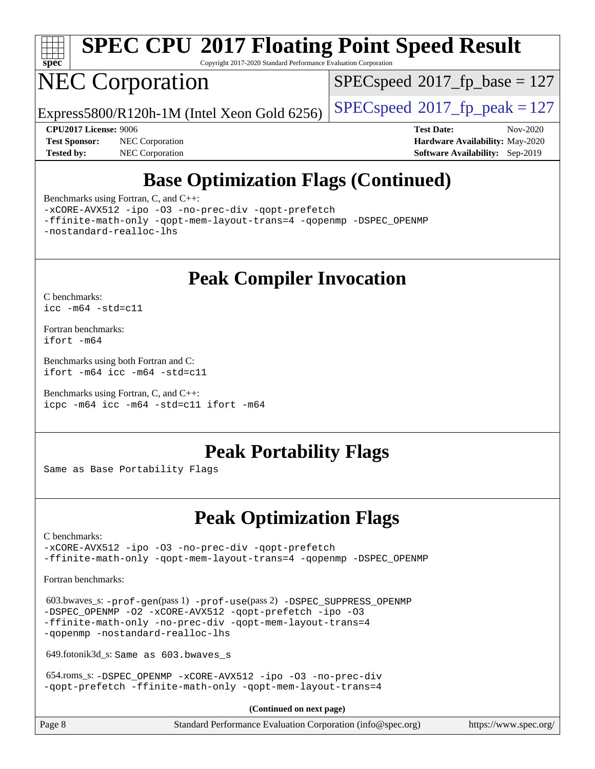# Base Optimization Flags (Continued)

Benchmarks using Fortran, C, and C++:

```
-xCORE-AVX512 -ipo -O3 -no-prec-div -qopt-prefetch
-ffinite-math-only -qopt-mem-layout-trans=4 -qopenmp -DSPEC_OPENMP
-nostandard-realloc-lhs
```

# Peak Compiler Invocation

C benchmarks:

```
icc -m64 -std=c11
```

Fortran benchmarks:

```
ifort -m64
```

Benchmarks using both Fortran and C:

```
ifort -m64 icc -m64 -std=c11
```

Benchmarks using Fortran, C, and C++:

```
icpc -m64 icc -m64 -std=c11 ifort -m64
```

# Peak Portability Flags

Same as Base Portability Flags

# Peak Optimization Flags

C benchmarks:

```
-xCORE-AVX512 -ipo -O3 -no-prec-div -qopt-prefetch
-ffinite-math-only -qopt-mem-layout-trans=4 -qopenmp -DSPEC_OPENMP
```

Fortran benchmarks:

603.bwaves_s: -prof-gen(pass 1) -prof-use(pass 2) -DSPEC_SUPPRESS_OPENMP -DSPEC_OPENMP -O2 -xCORE-AVX512 -qopt-prefetch -ipo -O3 -ffinite-math-only -no-prec-div -qopt-mem-layout-trans=4 -qopenmp -nostandard-realloc-lhs

649.fotonik3d_s: Same as 603.bwaves_s

654.roms_s: -DSPEC_OPENMP -xCORE-AVX512 -ipo -O3 -no-prec-div -qopt-prefetch -ffinite-math-only -qopt-mem-layout-trans=4

**(Continued on next page)**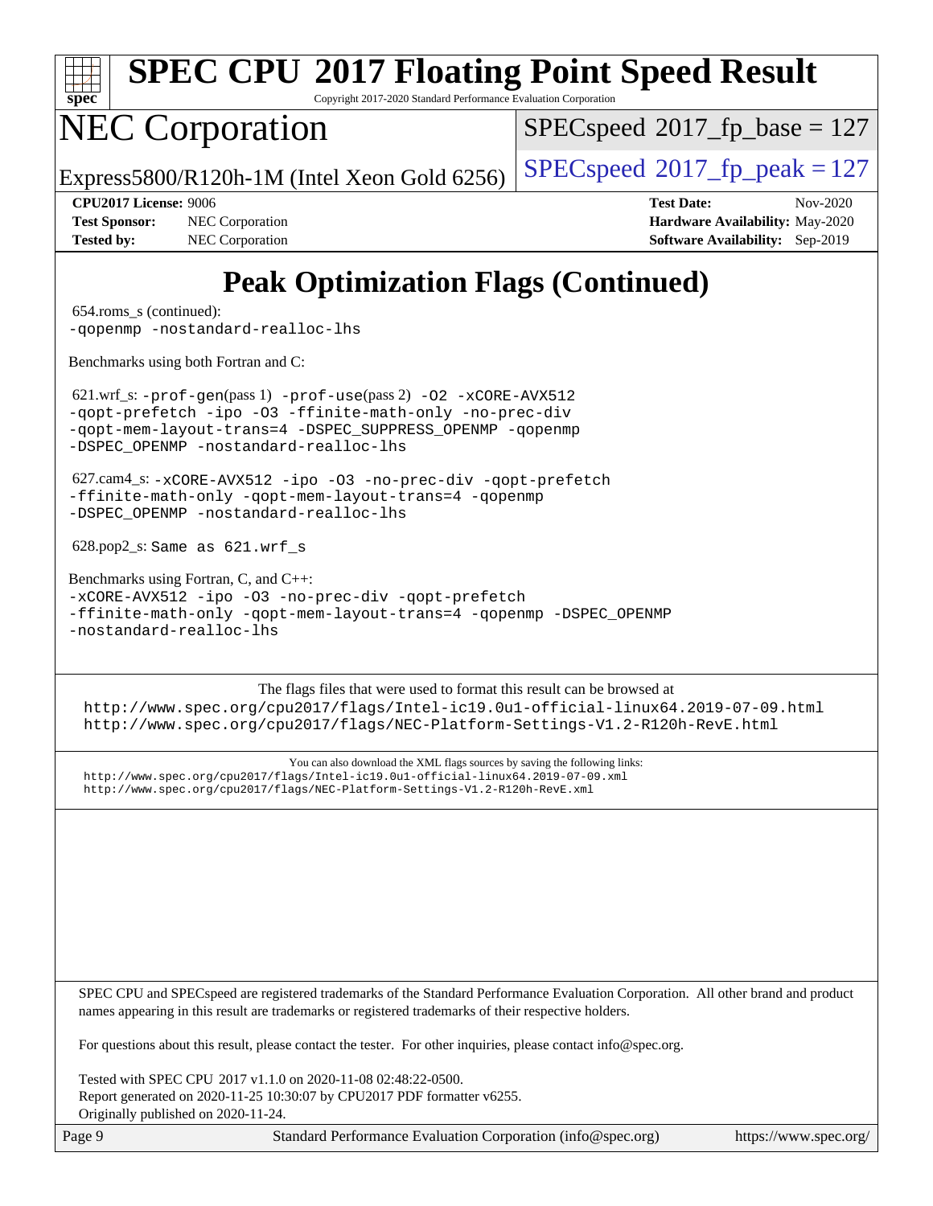# Peak Optimization Flags (Continued)

654.roms_s (continued):
-qopenmp -nostandard-realloc-lhs

Benchmarks using both Fortran and C:

621.wrf_s: -prof-gen(pass 1) -prof-use(pass 2) -O2 -xCORE-AVX512 -qopt-prefetch -ipo -O3 -ffinite-math-only -no-prec-div -qopt-mem-layout-trans=4 -DSPEC_SUPPRESS_OPENMP -qopenmp -DSPEC_OPENMP -nostandard-realloc-lhs

627.cam4_s: -xCORE-AVX512 -ipo -O3 -no-prec-div -qopt-prefetch -ffinite-math-only -qopt-mem-layout-trans=4 -qopenmp -DSPEC_OPENMP -nostandard-realloc-lhs

628.pop2_s: Same as 621.wrf_s

Benchmarks using Fortran, C, and C++:
-xCORE-AVX512 -ipo -O3 -no-prec-div -qopt-prefetch -ffinite-math-only -qopt-mem-layout-trans=4 -qopenmp -DSPEC_OPENMP -nostandard-realloc-lhs

The flags files that were used to format this result can be browsed at
http://www.spec.org/cpu2017/flags/Intel-ic19.0u1-official-linux64.2019-07-09.html
http://www.spec.org/cpu2017/flags/NEC-Platform-Settings-V1.2-R120h-RevE.html

You can also download the XML flags sources by saving the following links:
http://www.spec.org/cpu2017/flags/Intel-ic19.0u1-official-linux64.2019-07-09.xml
http://www.spec.org/cpu2017/flags/NEC-Platform-Settings-V1.2-R120h-RevE.xml

SPEC CPU and SPECspeed are registered trademarks of the Standard Performance Evaluation Corporation. All other brand and product names appearing in this result are trademarks or registered trademarks of their respective holders.

For questions about this result, please contact the tester. For other inquiries, please contact info@spec.org.

Tested with SPEC CPU 2017 v1.1.0 on 2020-11-08 02:48:22-0500.
Report generated on 2020-11-25 10:30:07 by CPU2017 PDF formatter v6255.
Originally published on 2020-11-24.